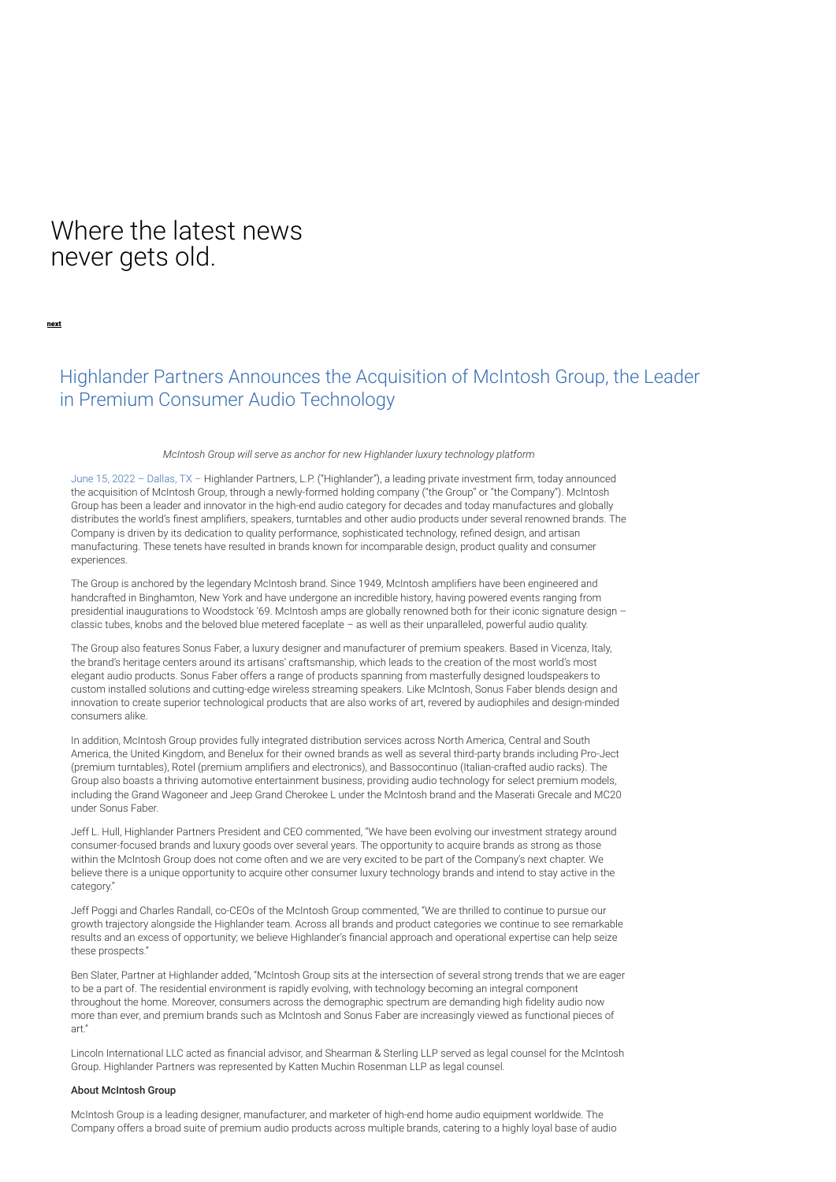# Where the latest news never gets old.

next

## Highlander Partners Announces the Acquisition of McIntosh Group, the Leader in Premium Consumer Audio Technology

*McIntosh Group will serve as anchor for new Highlander luxury technology platform*

June 15, 2022 – Dallas, TX – Highlander Partners, L.P. ("Highlander"), a leading private investment firm, today announced the acquisition of McIntosh Group, through a newly-formed holding company ("the Group" or "the Company"). McIntosh Group has been a leader and innovator in the high-end audio category for decades and today manufactures and globally distributes the world's finest amplifiers, speakers, turntables and other audio products under several renowned brands. The Company is driven by its dedication to quality performance, sophisticated technology, refined design, and artisan manufacturing. These tenets have resulted in brands known for incomparable design, product quality and consumer experiences.

The Group is anchored by the legendary McIntosh brand. Since 1949, McIntosh amplifiers have been engineered and handcrafted in Binghamton, New York and have undergone an incredible history, having powered events ranging from presidential inaugurations to Woodstock '69. McIntosh amps are globally renowned both for their iconic signature design – classic tubes, knobs and the beloved blue metered faceplate – as well as their unparalleled, powerful audio quality.

The Group also features Sonus Faber, a luxury designer and manufacturer of premium speakers. Based in Vicenza, Italy, the brand's heritage centers around its artisans' craftsmanship, which leads to the creation of the most world's most elegant audio products. Sonus Faber offers a range of products spanning from masterfully designed loudspeakers to custom installed solutions and cutting-edge wireless streaming speakers. Like McIntosh, Sonus Faber blends design and innovation to create superior technological products that are also works of art, revered by audiophiles and design-minded consumers alike.

In addition, McIntosh Group provides fully integrated distribution services across North America, Central and South America, the United Kingdom, and Benelux for their owned brands as well as several third-party brands including Pro-Ject (premium turntables), Rotel (premium amplifiers and electronics), and Bassocontinuo (Italian-crafted audio racks). The Group also boasts a thriving automotive entertainment business, providing audio technology for select premium models, including the Grand Wagoneer and Jeep Grand Cherokee L under the McIntosh brand and the Maserati Grecale and MC20 under Sonus Faber.

Jeff L. Hull, Highlander Partners President and CEO commented, "We have been evolving our investment strategy around consumer-focused brands and luxury goods over several years. The opportunity to acquire brands as strong as those within the McIntosh Group does not come often and we are very excited to be part of the Company's next chapter. We believe there is a unique opportunity to acquire other consumer luxury technology brands and intend to stay active in the category."

Jeff Poggi and Charles Randall, co-CEOs of the McIntosh Group commented, "We are thrilled to continue to pursue our growth trajectory alongside the Highlander team. Across all brands and product categories we continue to see remarkable results and an excess of opportunity; we believe Highlander's financial approach and operational expertise can help seize these prospects."

Ben Slater, Partner at Highlander added, "McIntosh Group sits at the intersection of several strong trends that we are eager to be a part of. The residential environment is rapidly evolving, with technology becoming an integral component throughout the home. Moreover, consumers across the demographic spectrum are demanding high fidelity audio now more than ever, and premium brands such as McIntosh and Sonus Faber are increasingly viewed as functional pieces of art."

Lincoln International LLC acted as financial advisor, and Shearman & Sterling LLP served as legal counsel for the McIntosh Group. Highlander Partners was represented by Katten Muchin Rosenman LLP as legal counsel.

**About McIntosh Group**

McIntosh Group is a leading designer, manufacturer, and marketer of high-end home audio equipment worldwide. The Company offers a broad suite of premium audio products across multiple brands, catering to a highly loyal base of audio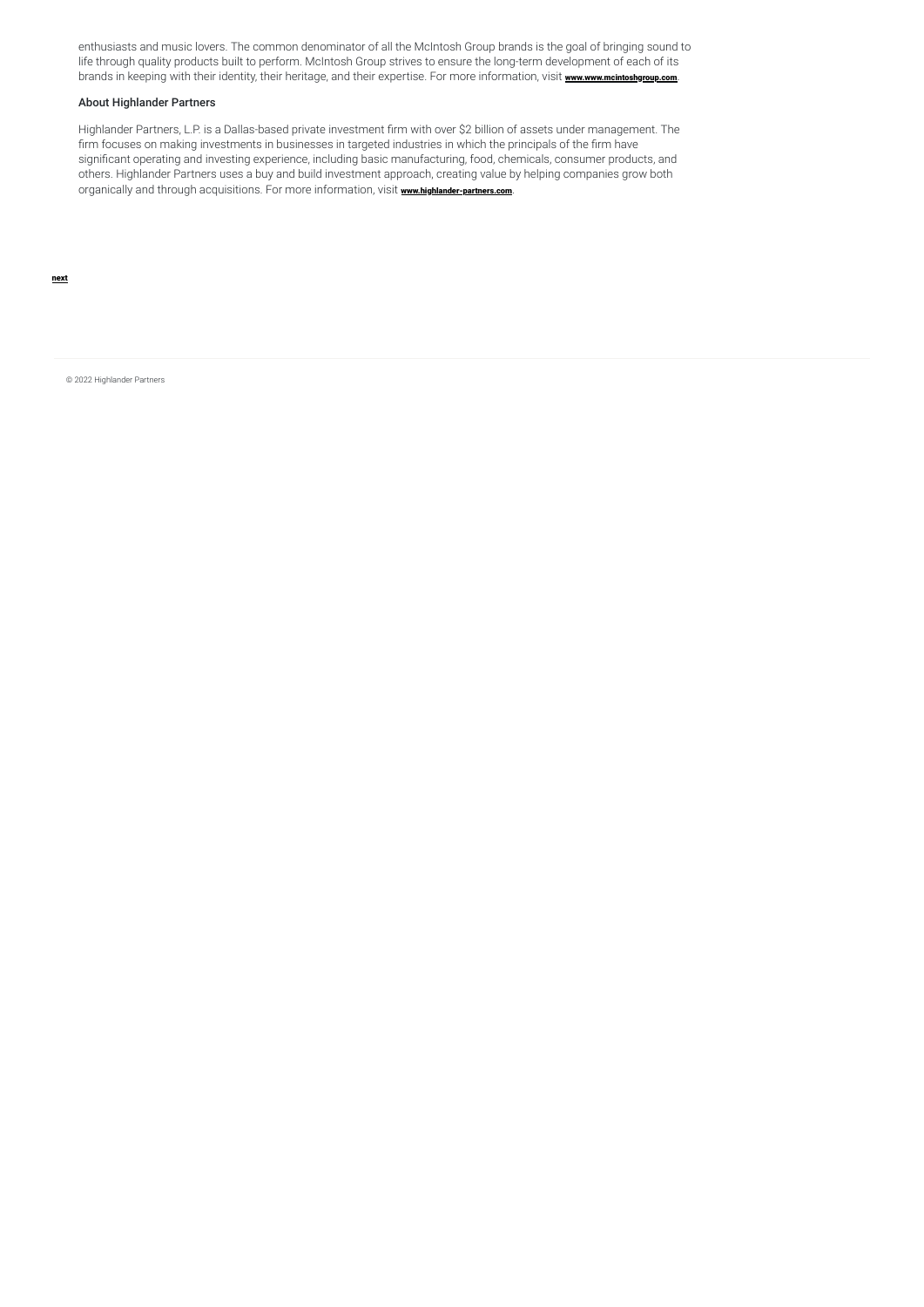enthusiasts and music lovers. The common denominator of all the McIntosh Group brands is the goal of bringing sound to life through quality products built to perform. McIntosh Group strives to ensure the long-term development of each of its brands in keeping with their identity, their heritage, and their expertise. For more information, visit **www.www.mcintoshgroup.com**.

### About Highlander Partners

Highlander Partners, L.P. is a Dallas-based private investment firm with over $2 billion of assets under management. The firm focuses on making investments in businesses in targeted industries in which the principals of the firm have significant operating and investing experience, including basic manufacturing, food, chemicals, consumer products, and others. Highlander Partners uses a buy and build investment approach, creating value by helping companies grow both organically and through acquisitions. For more information, visit **www.highlander-partners.com**.

**next**

© 2022 Highlander Partners